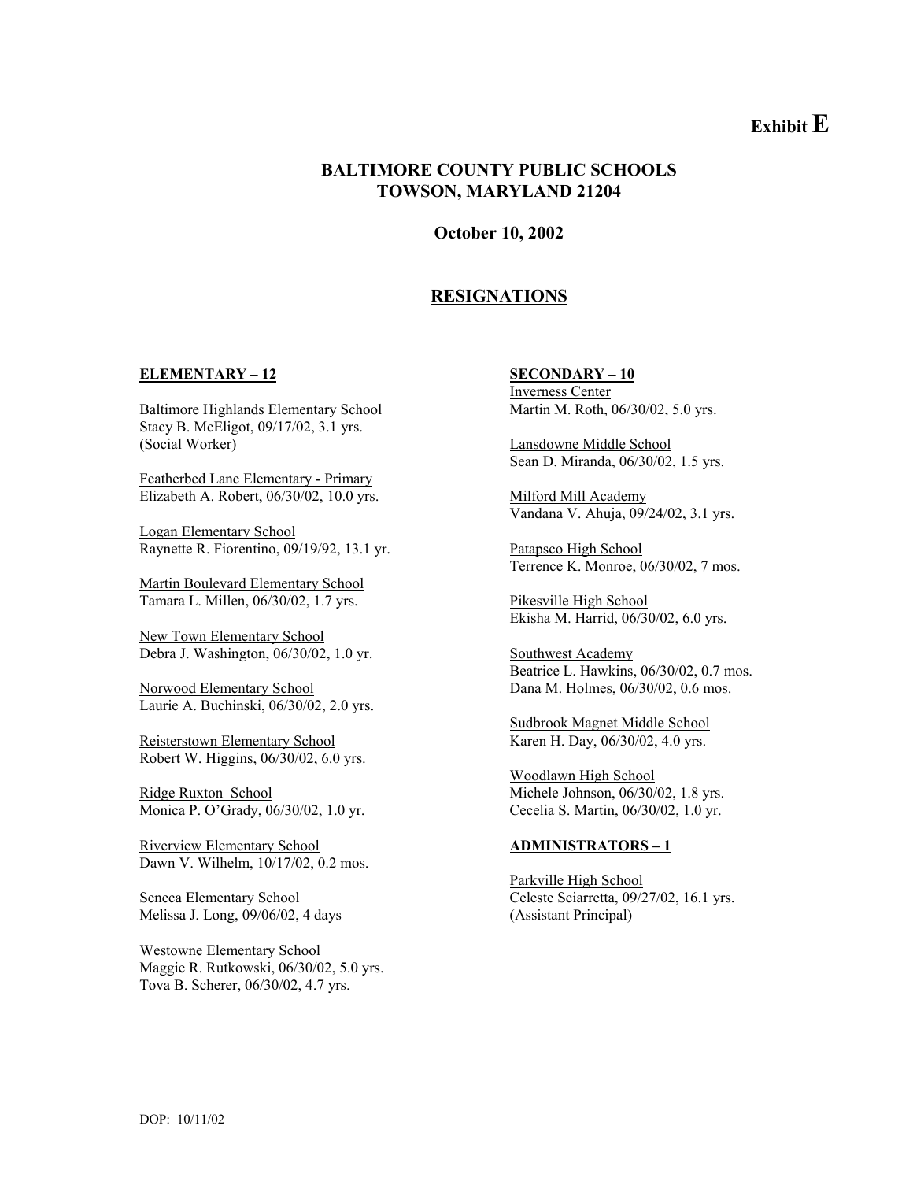**Exhibit E**

# BALTIMORE COUNTY PUBLIC SCHOOLS
# TOWSON, MARYLAND 21204

**October 10, 2002**

## RESIGNATIONS

### ELEMENTARY – 12

Baltimore Highlands Elementary School
Stacy B. McEligot, 09/17/02, 3.1 yrs.
(Social Worker)

Featherbed Lane Elementary - Primary
Elizabeth A. Robert, 06/30/02, 10.0 yrs.

Logan Elementary School
Raynette R. Fiorentino, 09/19/92, 13.1 yr.

Martin Boulevard Elementary School
Tamara L. Millen, 06/30/02, 1.7 yrs.

New Town Elementary School
Debra J. Washington, 06/30/02, 1.0 yr.

Norwood Elementary School
Laurie A. Buchinski, 06/30/02, 2.0 yrs.

Reisterstown Elementary School
Robert W. Higgins, 06/30/02, 6.0 yrs.

Ridge Ruxton School
Monica P. O'Grady, 06/30/02, 1.0 yr.

Riverview Elementary School
Dawn V. Wilhelm, 10/17/02, 0.2 mos.

Seneca Elementary School
Melissa J. Long, 09/06/02, 4 days

Westowne Elementary School
Maggie R. Rutkowski, 06/30/02, 5.0 yrs.
Tova B. Scherer, 06/30/02, 4.7 yrs.

### SECONDARY – 10

Inverness Center
Martin M. Roth, 06/30/02, 5.0 yrs.

Lansdowne Middle School
Sean D. Miranda, 06/30/02, 1.5 yrs.

Milford Mill Academy
Vandana V. Ahuja, 09/24/02, 3.1 yrs.

Patapsco High School
Terrence K. Monroe, 06/30/02, 7 mos.

Pikesville High School
Ekisha M. Harrid, 06/30/02, 6.0 yrs.

Southwest Academy
Beatrice L. Hawkins, 06/30/02, 0.7 mos.
Dana M. Holmes, 06/30/02, 0.6 mos.

Sudbrook Magnet Middle School
Karen H. Day, 06/30/02, 4.0 yrs.

Woodlawn High School
Michele Johnson, 06/30/02, 1.8 yrs.
Cecelia S. Martin, 06/30/02, 1.0 yr.

### ADMINISTRATORS – 1

Parkville High School
Celeste Sciarretta, 09/27/02, 16.1 yrs.
(Assistant Principal)

DOP: 10/11/02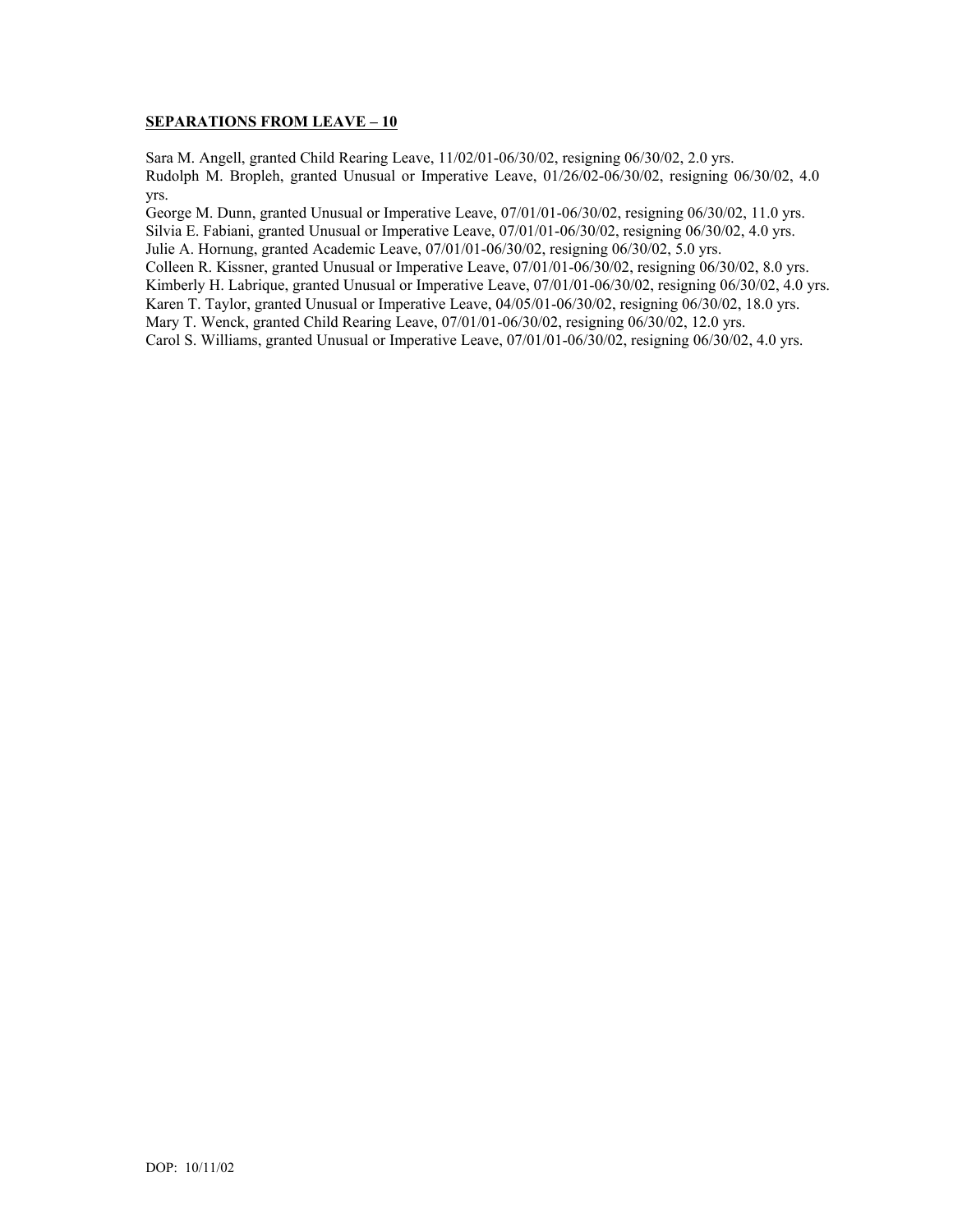**SEPARATIONS FROM LEAVE – 10**

Sara M. Angell, granted Child Rearing Leave, 11/02/01-06/30/02, resigning 06/30/02, 2.0 yrs.
Rudolph M. Bropleh, granted Unusual or Imperative Leave, 01/26/02-06/30/02, resigning 06/30/02, 4.0 yrs.
George M. Dunn, granted Unusual or Imperative Leave, 07/01/01-06/30/02, resigning 06/30/02, 11.0 yrs.
Silvia E. Fabiani, granted Unusual or Imperative Leave, 07/01/01-06/30/02, resigning 06/30/02, 4.0 yrs.
Julie A. Hornung, granted Academic Leave, 07/01/01-06/30/02, resigning 06/30/02, 5.0 yrs.
Colleen R. Kissner, granted Unusual or Imperative Leave, 07/01/01-06/30/02, resigning 06/30/02, 8.0 yrs.
Kimberly H. Labrique, granted Unusual or Imperative Leave, 07/01/01-06/30/02, resigning 06/30/02, 4.0 yrs.
Karen T. Taylor, granted Unusual or Imperative Leave, 04/05/01-06/30/02, resigning 06/30/02, 18.0 yrs.
Mary T. Wenck, granted Child Rearing Leave, 07/01/01-06/30/02, resigning 06/30/02, 12.0 yrs.
Carol S. Williams, granted Unusual or Imperative Leave, 07/01/01-06/30/02, resigning 06/30/02, 4.0 yrs.

DOP: 10/11/02